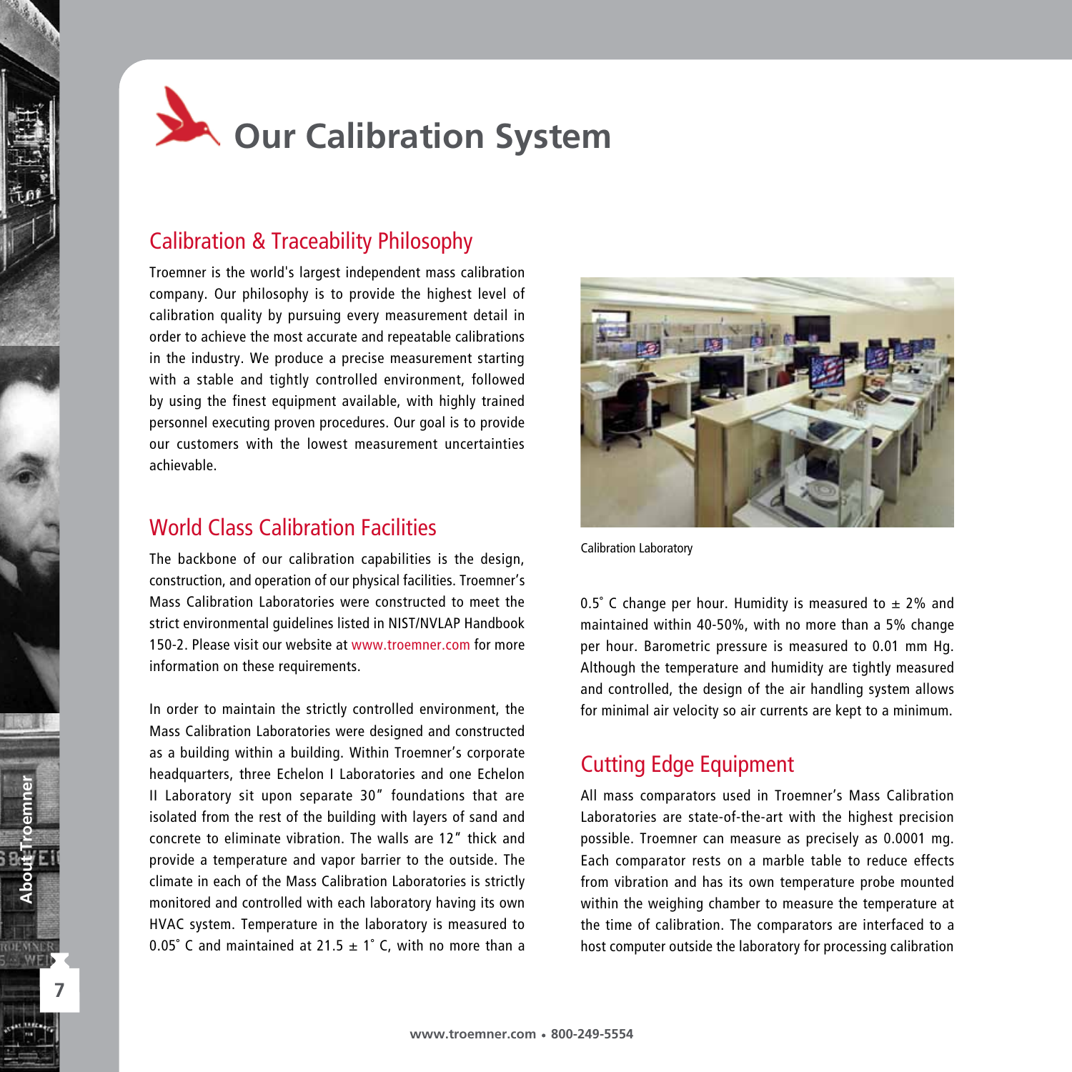# Our Calibration System

## Calibration & Traceability Philosophy

Troemner is the world's largest independent mass calibration company. Our philosophy is to provide the highest level of calibration quality by pursuing every measurement detail in order to achieve the most accurate and repeatable calibrations in the industry. We produce a precise measurement starting with a stable and tightly controlled environment, followed by using the finest equipment available, with highly trained personnel executing proven procedures. Our goal is to provide our customers with the lowest measurement uncertainties achievable.

## World Class Calibration Facilities

The backbone of our calibration capabilities is the design, construction, and operation of our physical facilities. Troemner's Mass Calibration Laboratories were constructed to meet the strict environmental guidelines listed in NIST/NVLAP Handbook 150-2. Please visit our website at www.troemner.com for more information on these requirements.

In order to maintain the strictly controlled environment, the Mass Calibration Laboratories were designed and constructed as a building within a building. Within Troemner's corporate headquarters, three Echelon I Laboratories and one Echelon II Laboratory sit upon separate 30" foundations that are isolated from the rest of the building with layers of sand and concrete to eliminate vibration. The walls are 12" thick and provide a temperature and vapor barrier to the outside. The climate in each of the Mass Calibration Laboratories is strictly monitored and controlled with each laboratory having its own HVAC system. Temperature in the laboratory is measured to 0.05˚ C and maintained at 21.5 ± 1˚ C, with no more than a 0.5˚ C change per hour. Humidity is measured to ± 2% and maintained within 40-50%, with no more than a 5% change per hour. Barometric pressure is measured to 0.01 mm Hg. Although the temperature and humidity are tightly measured and controlled, the design of the air handling system allows for minimal air velocity so air currents are kept to a minimum.

Calibration Laboratory

## Cutting Edge Equipment

All mass comparators used in Troemner's Mass Calibration Laboratories are state-of-the-art with the highest precision possible. Troemner can measure as precisely as 0.0001 mg. Each comparator rests on a marble table to reduce effects from vibration and has its own temperature probe mounted within the weighing chamber to measure the temperature at the time of calibration. The comparators are interfaced to a host computer outside the laboratory for processing calibration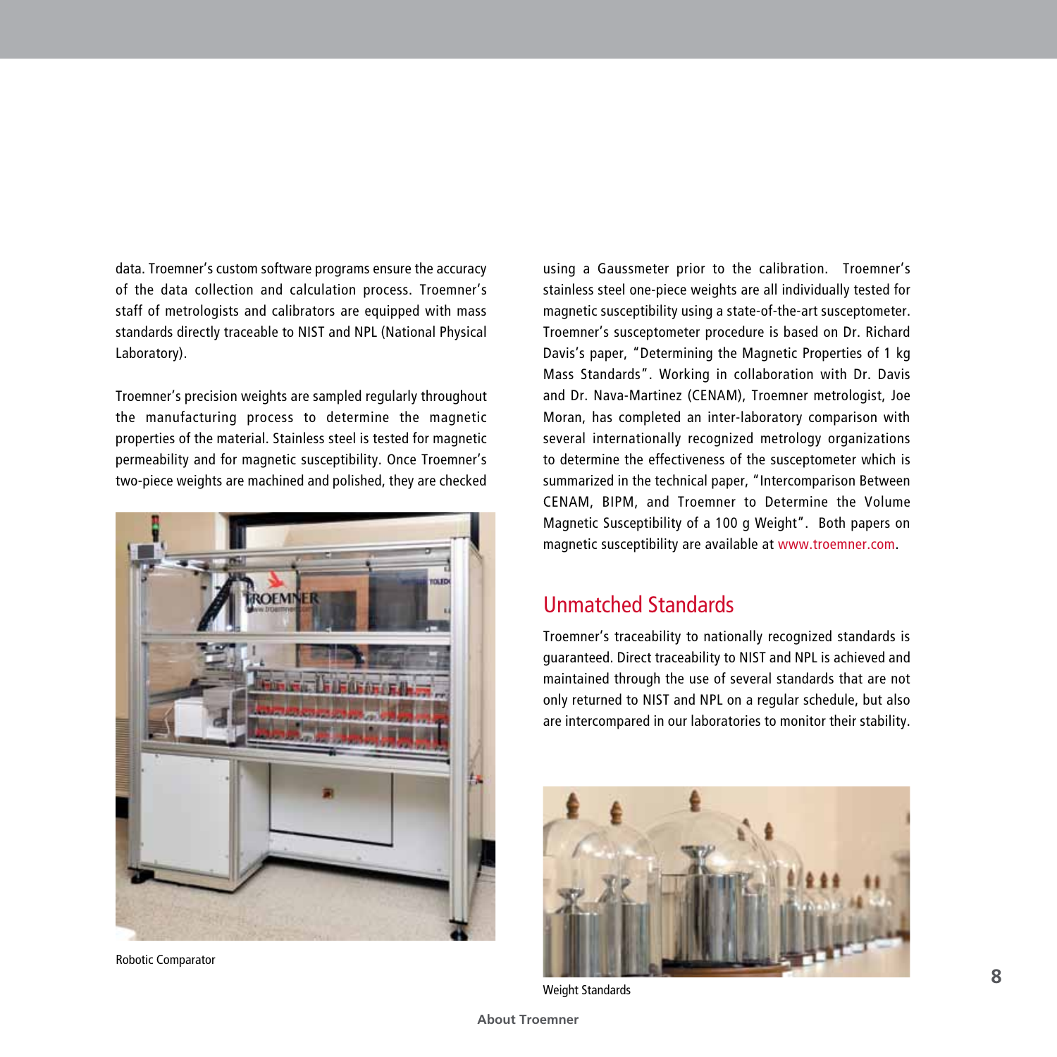data. Troemner's custom software programs ensure the accuracy of the data collection and calculation process. Troemner's staff of metrologists and calibrators are equipped with mass standards directly traceable to NIST and NPL (National Physical Laboratory).

Troemner's precision weights are sampled regularly throughout the manufacturing process to determine the magnetic properties of the material. Stainless steel is tested for magnetic permeability and for magnetic susceptibility. Once Troemner's two-piece weights are machined and polished, they are checked using a Gaussmeter prior to the calibration. Troemner's stainless steel one-piece weights are all individually tested for magnetic susceptibility using a state-of-the-art susceptometer. Troemner's susceptometer procedure is based on Dr. Richard Davis's paper, "Determining the Magnetic Properties of 1 kg Mass Standards". Working in collaboration with Dr. Davis and Dr. Nava-Martinez (CENAM), Troemner metrologist, Joe Moran, has completed an inter-laboratory comparison with several internationally recognized metrology organizations to determine the effectiveness of the susceptometer which is summarized in the technical paper, "Intercomparison Between CENAM, BIPM, and Troemner to Determine the Volume Magnetic Susceptibility of a 100 g Weight". Both papers on magnetic susceptibility are available at www.troemner.com.

Robotic Comparator

## Unmatched Standards

Troemner's traceability to nationally recognized standards is guaranteed. Direct traceability to NIST and NPL is achieved and maintained through the use of several standards that are not only returned to NIST and NPL on a regular schedule, but also are intercompared in our laboratories to monitor their stability.

Weight Standards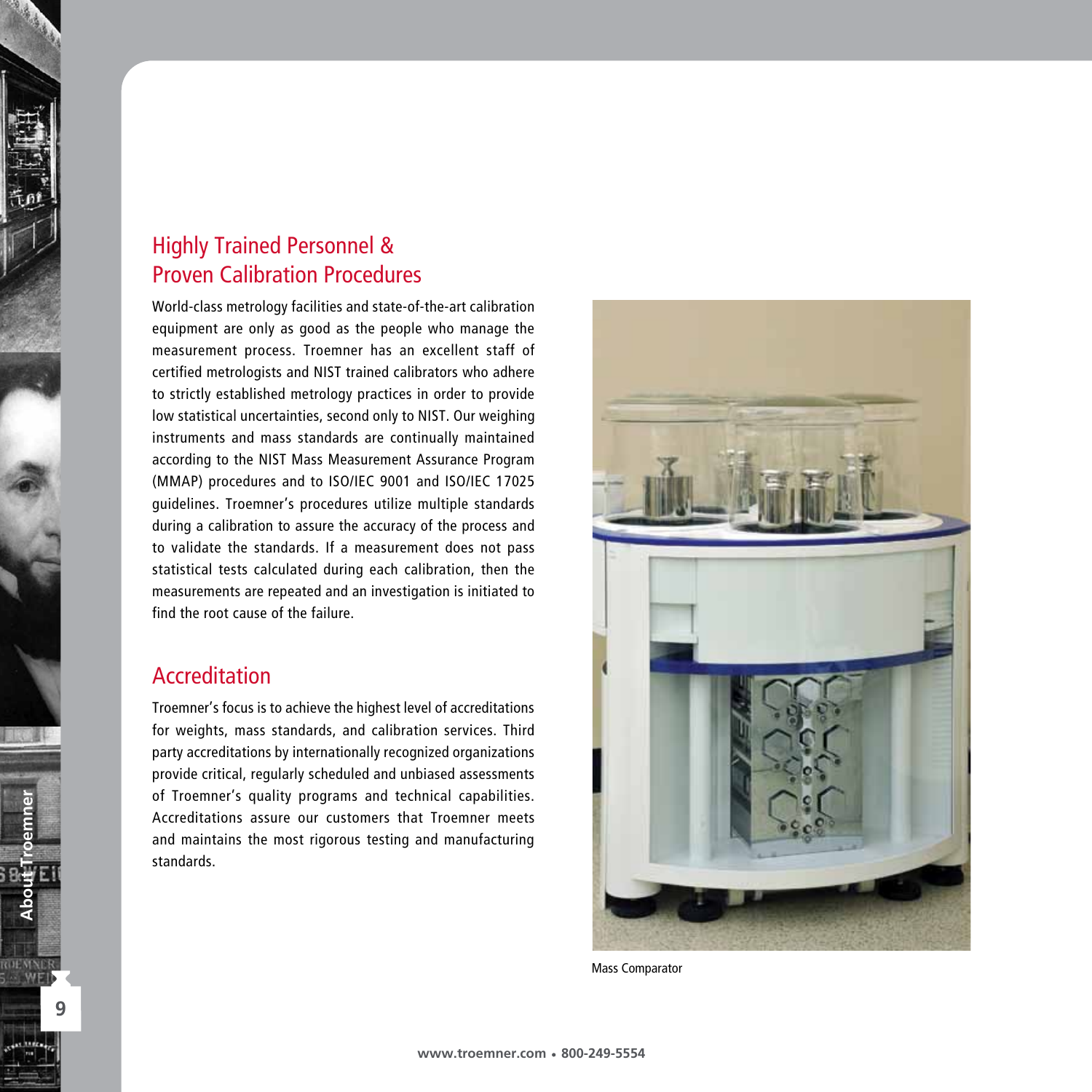## Highly Trained Personnel & Proven Calibration Procedures

World-class metrology facilities and state-of-the-art calibration equipment are only as good as the people who manage the measurement process. Troemner has an excellent staff of certified metrologists and NIST trained calibrators who adhere to strictly established metrology practices in order to provide low statistical uncertainties, second only to NIST. Our weighing instruments and mass standards are continually maintained according to the NIST Mass Measurement Assurance Program (MMAP) procedures and to ISO/IEC 9001 and ISO/IEC 17025 guidelines. Troemner's procedures utilize multiple standards during a calibration to assure the accuracy of the process and to validate the standards. If a measurement does not pass statistical tests calculated during each calibration, then the measurements are repeated and an investigation is initiated to find the root cause of the failure.

## Accreditation

Troemner's focus is to achieve the highest level of accreditations for weights, mass standards, and calibration services. Third party accreditations by internationally recognized organizations provide critical, regularly scheduled and unbiased assessments of Troemner's quality programs and technical capabilities. Accreditations assure our customers that Troemner meets and maintains the most rigorous testing and manufacturing standards.

Mass Comparator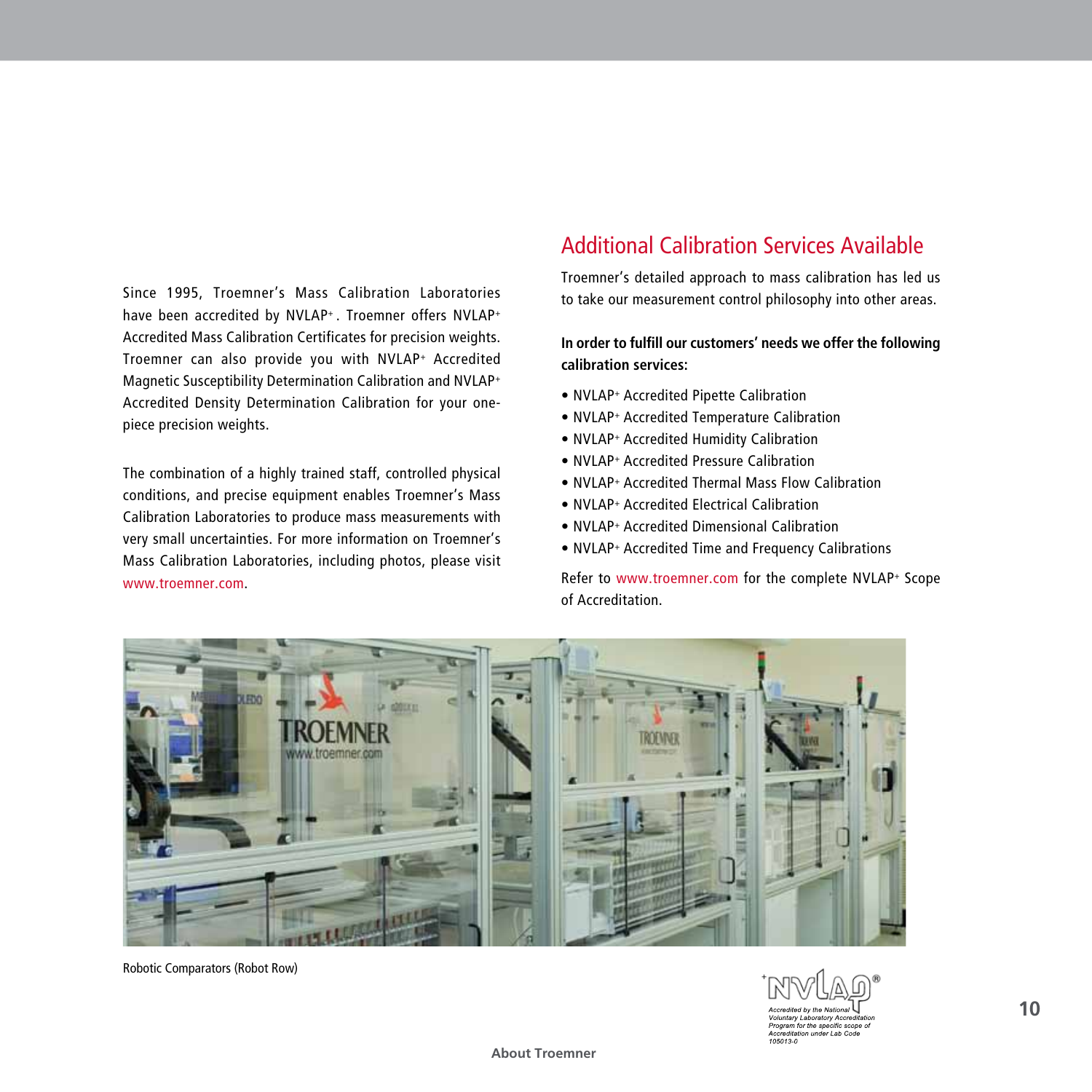Since 1995, Troemner's Mass Calibration Laboratories have been accredited by NVLAP+ . Troemner offers NVLAP+ Accredited Mass Calibration Certificates for precision weights. Troemner can also provide you with NVLAP+ Accredited Magnetic Susceptibility Determination Calibration and NVLAP+ Accredited Density Determination Calibration for your one-piece precision weights.

The combination of a highly trained staff, controlled physical conditions, and precise equipment enables Troemner's Mass Calibration Laboratories to produce mass measurements with very small uncertainties. For more information on Troemner's Mass Calibration Laboratories, including photos, please visit www.troemner.com.

## Additional Calibration Services Available

Troemner's detailed approach to mass calibration has led us to take our measurement control philosophy into other areas.

**In order to fulfill our customers' needs we offer the following calibration services:**

- NVLAP+ Accredited Pipette Calibration
- NVLAP+ Accredited Temperature Calibration
- NVLAP+ Accredited Humidity Calibration
- NVLAP+ Accredited Pressure Calibration
- NVLAP+ Accredited Thermal Mass Flow Calibration
- NVLAP+ Accredited Electrical Calibration
- NVLAP+ Accredited Dimensional Calibration
- NVLAP+ Accredited Time and Frequency Calibrations

Refer to www.troemner.com for the complete NVLAP+ Scope of Accreditation.

Robotic Comparators (Robot Row)

+NVLAP®

Accredited by the National Voluntary Laboratory Accreditation Program for the specific scope of Accreditation under Lab Code 105013-0